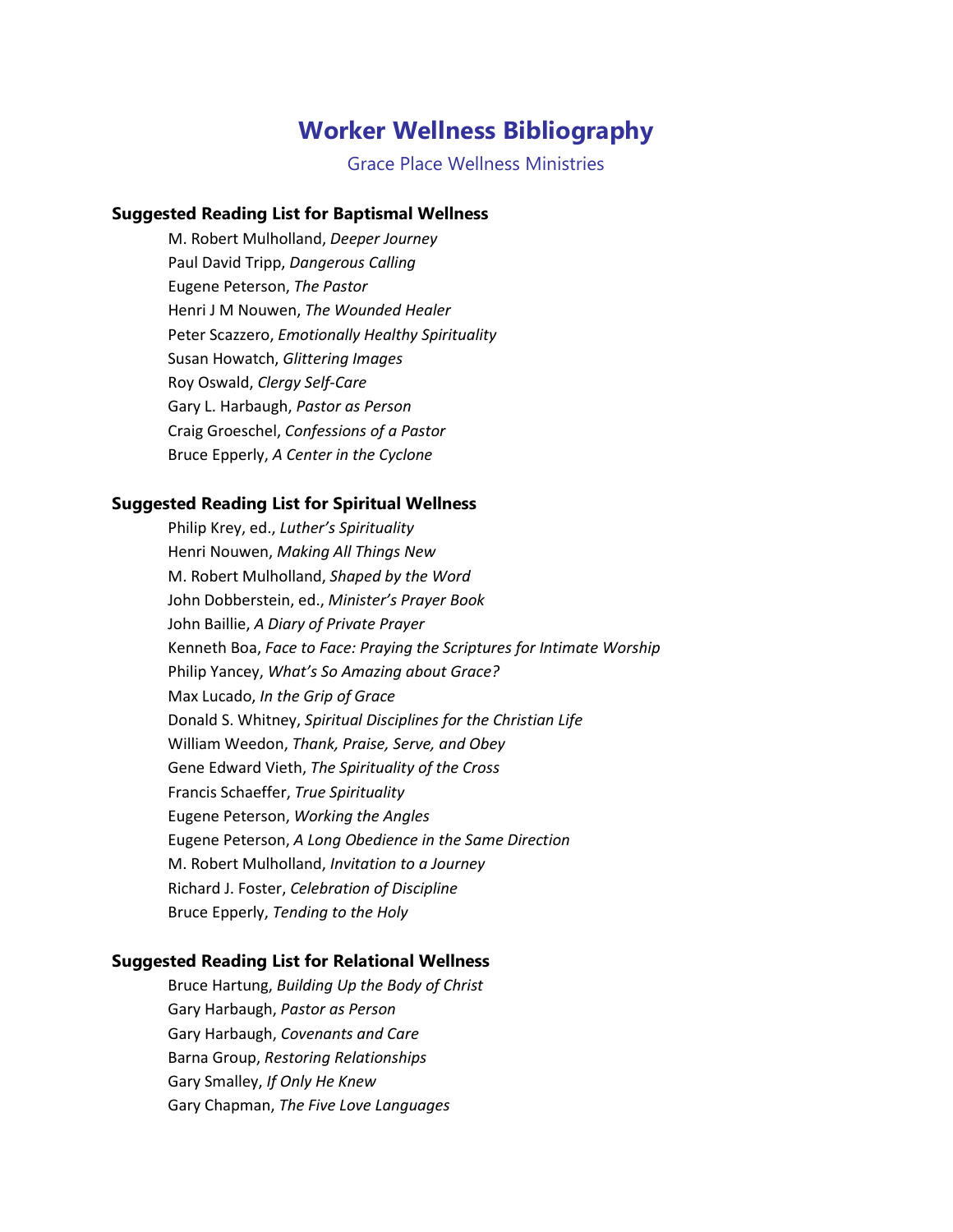# Worker Wellness Bibliography

Grace Place Wellness Ministries

## Suggested Reading List for Baptismal Wellness

M. Robert Mulholland, *Deeper Journey*
Paul David Tripp, *Dangerous Calling*
Eugene Peterson, *The Pastor*
Henri J M Nouwen, *The Wounded Healer*
Peter Scazzero, *Emotionally Healthy Spirituality*
Susan Howatch, *Glittering Images*
Roy Oswald, *Clergy Self-Care*
Gary L. Harbaugh, *Pastor as Person*
Craig Groeschel, *Confessions of a Pastor*
Bruce Epperly, *A Center in the Cyclone*

## Suggested Reading List for Spiritual Wellness

Philip Krey, ed., *Luther's Spirituality*
Henri Nouwen, *Making All Things New*
M. Robert Mulholland, *Shaped by the Word*
John Dobberstein, ed., *Minister's Prayer Book*
John Baillie, *A Diary of Private Prayer*
Kenneth Boa, *Face to Face: Praying the Scriptures for Intimate Worship*
Philip Yancey, *What's So Amazing about Grace?*
Max Lucado, *In the Grip of Grace*
Donald S. Whitney, *Spiritual Disciplines for the Christian Life*
William Weedon, *Thank, Praise, Serve, and Obey*
Gene Edward Vieth, *The Spirituality of the Cross*
Francis Schaeffer, *True Spirituality*
Eugene Peterson, *Working the Angles*
Eugene Peterson, *A Long Obedience in the Same Direction*
M. Robert Mulholland, *Invitation to a Journey*
Richard J. Foster, *Celebration of Discipline*
Bruce Epperly, *Tending to the Holy*

## Suggested Reading List for Relational Wellness

Bruce Hartung, *Building Up the Body of Christ*
Gary Harbaugh, *Pastor as Person*
Gary Harbaugh, *Covenants and Care*
Barna Group, *Restoring Relationships*
Gary Smalley, *If Only He Knew*
Gary Chapman, *The Five Love Languages*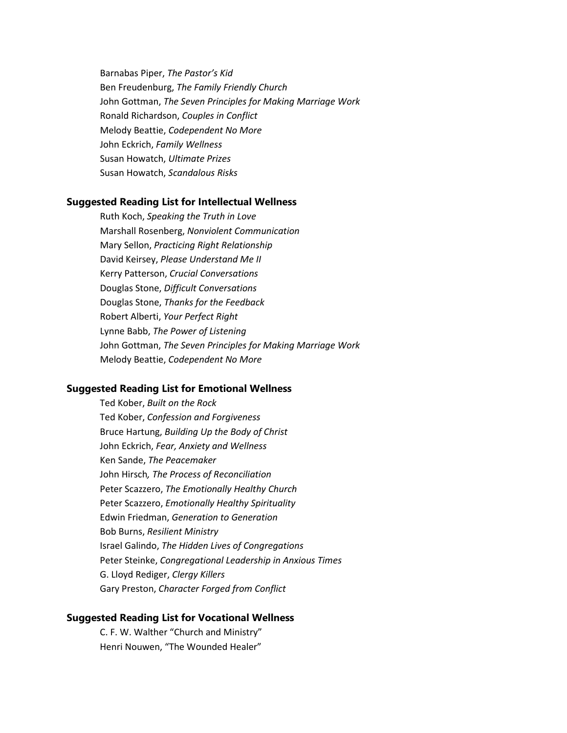Barnabas Piper, *The Pastor's Kid*
Ben Freudenburg, *The Family Friendly Church*
John Gottman, *The Seven Principles for Making Marriage Work*
Ronald Richardson, *Couples in Conflict*
Melody Beattie, *Codependent No More*
John Eckrich, *Family Wellness*
Susan Howatch, *Ultimate Prizes*
Susan Howatch, *Scandalous Risks*

### Suggested Reading List for Intellectual Wellness

Ruth Koch, *Speaking the Truth in Love*
Marshall Rosenberg, *Nonviolent Communication*
Mary Sellon, *Practicing Right Relationship*
David Keirsey, *Please Understand Me II*
Kerry Patterson, *Crucial Conversations*
Douglas Stone, *Difficult Conversations*
Douglas Stone, *Thanks for the Feedback*
Robert Alberti, *Your Perfect Right*
Lynne Babb, *The Power of Listening*
John Gottman, *The Seven Principles for Making Marriage Work*
Melody Beattie, *Codependent No More*

### Suggested Reading List for Emotional Wellness

Ted Kober, *Built on the Rock*
Ted Kober, *Confession and Forgiveness*
Bruce Hartung, *Building Up the Body of Christ*
John Eckrich, *Fear, Anxiety and Wellness*
Ken Sande, *The Peacemaker*
John Hirsch*, The Process of Reconciliation*
Peter Scazzero, *The Emotionally Healthy Church*
Peter Scazzero, *Emotionally Healthy Spirituality*
Edwin Friedman, *Generation to Generation*
Bob Burns, *Resilient Ministry*
Israel Galindo, *The Hidden Lives of Congregations*
Peter Steinke, *Congregational Leadership in Anxious Times*
G. Lloyd Rediger, *Clergy Killers*
Gary Preston, *Character Forged from Conflict*

### Suggested Reading List for Vocational Wellness

C. F. W. Walther "Church and Ministry"
Henri Nouwen, "The Wounded Healer"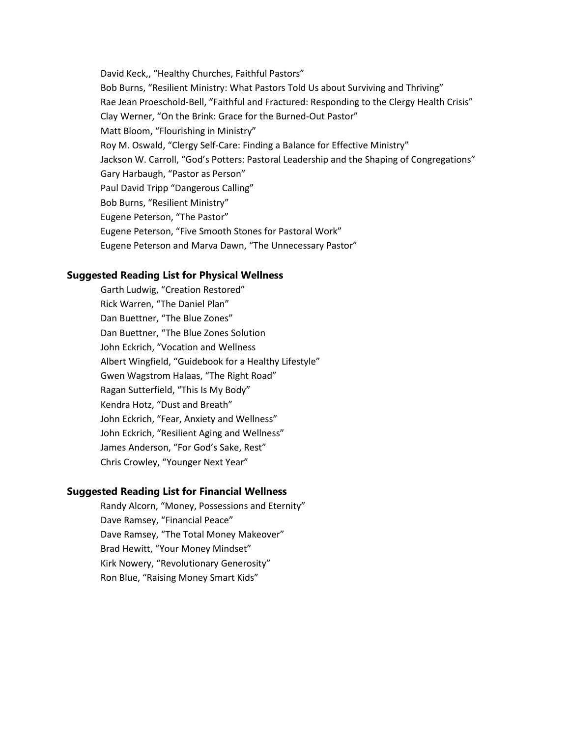David Keck,, “Healthy Churches, Faithful Pastors”
Bob Burns, “Resilient Ministry: What Pastors Told Us about Surviving and Thriving”
Rae Jean Proeschold-Bell, “Faithful and Fractured: Responding to the Clergy Health Crisis”
Clay Werner, “On the Brink: Grace for the Burned-Out Pastor”
Matt Bloom, “Flourishing in Ministry”
Roy M. Oswald, “Clergy Self-Care: Finding a Balance for Effective Ministry”
Jackson W. Carroll, “God’s Potters: Pastoral Leadership and the Shaping of Congregations”
Gary Harbaugh, “Pastor as Person”
Paul David Tripp “Dangerous Calling”
Bob Burns, “Resilient Ministry”
Eugene Peterson, “The Pastor”
Eugene Peterson, “Five Smooth Stones for Pastoral Work”
Eugene Peterson and Marva Dawn, “The Unnecessary Pastor”

**Suggested Reading List for Physical Wellness**

Garth Ludwig, “Creation Restored”
Rick Warren, “The Daniel Plan”
Dan Buettner, “The Blue Zones”
Dan Buettner, “The Blue Zones Solution
John Eckrich, “Vocation and Wellness
Albert Wingfield, “Guidebook for a Healthy Lifestyle”
Gwen Wagstrom Halaas, “The Right Road”
Ragan Sutterfield, “This Is My Body”
Kendra Hotz, “Dust and Breath”
John Eckrich, “Fear, Anxiety and Wellness”
John Eckrich, “Resilient Aging and Wellness”
James Anderson, “For God’s Sake, Rest”
Chris Crowley, “Younger Next Year”

**Suggested Reading List for Financial Wellness**

Randy Alcorn, “Money, Possessions and Eternity”
Dave Ramsey, “Financial Peace”
Dave Ramsey, “The Total Money Makeover”
Brad Hewitt, “Your Money Mindset”
Kirk Nowery, “Revolutionary Generosity”
Ron Blue, “Raising Money Smart Kids”